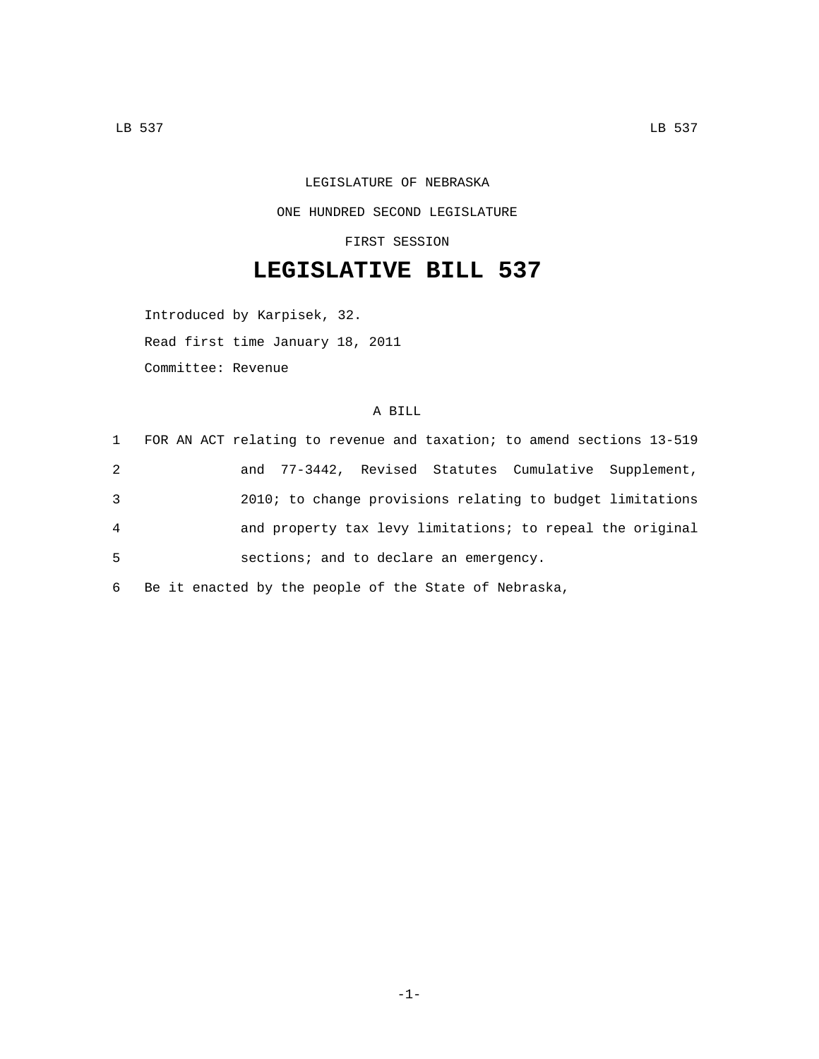LEGISLATURE OF NEBRASKA

ONE HUNDRED SECOND LEGISLATURE

FIRST SESSION

# LEGISLATIVE BILL 537

Introduced by Karpisek, 32.

Read first time January 18, 2011

Committee: Revenue

A BILL

1 FOR AN ACT relating to revenue and taxation; to amend sections 13-519
2 and 77-3442, Revised Statutes Cumulative Supplement,
3 2010; to change provisions relating to budget limitations
4 and property tax levy limitations; to repeal the original
5 sections; and to declare an emergency.

6 Be it enacted by the people of the State of Nebraska,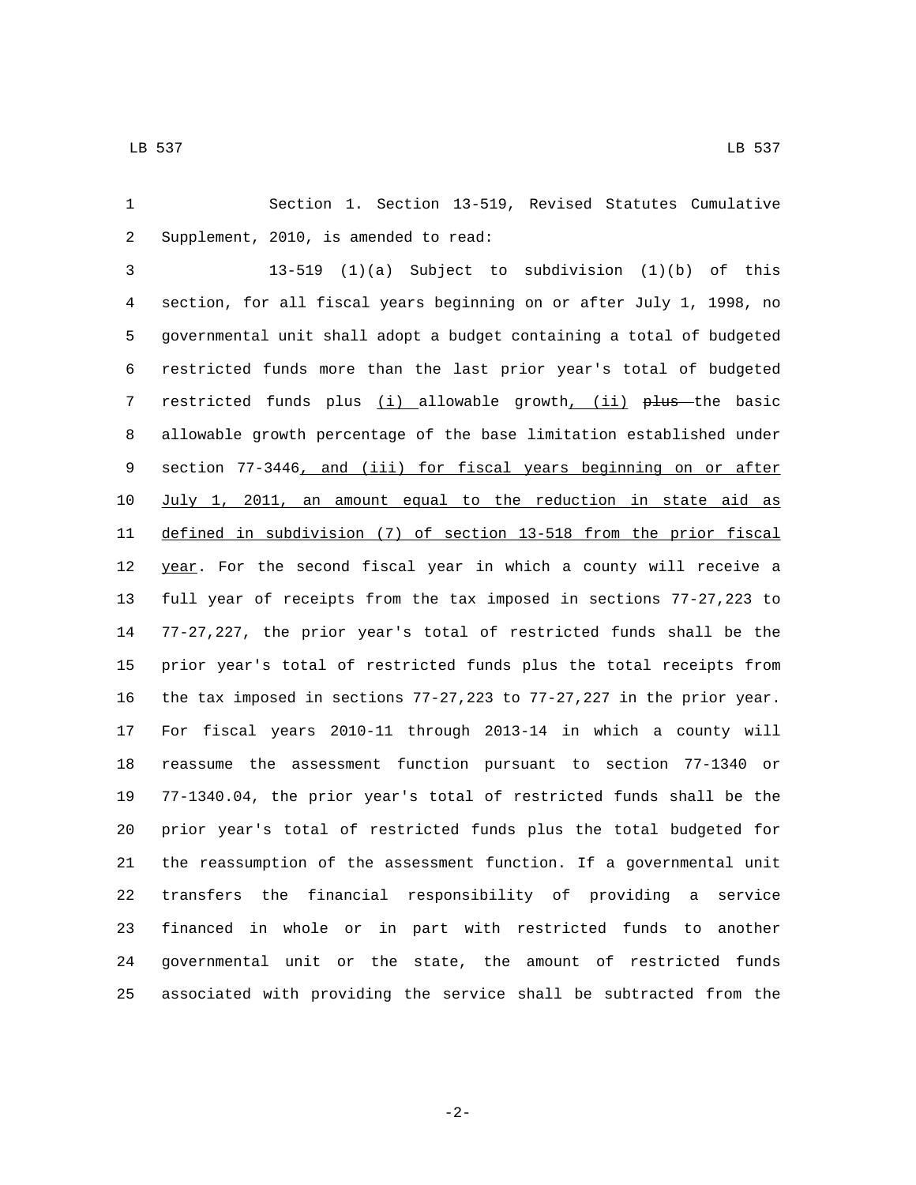Section 1. Section 13-519, Revised Statutes Cumulative Supplement, 2010, is amended to read:

13-519 (1)(a) Subject to subdivision (1)(b) of this section, for all fiscal years beginning on or after July 1, 1998, no governmental unit shall adopt a budget containing a total of budgeted restricted funds more than the last prior year's total of budgeted restricted funds plus <u>(i)</u> allowable growth<u>, (ii)</u> ~~plus~~ the basic allowable growth percentage of the base limitation established under section 77-3446<u>, and (iii) for fiscal years beginning on or after July 1, 2011, an amount equal to the reduction in state aid as defined in subdivision (7) of section 13-518 from the prior fiscal year</u>. For the second fiscal year in which a county will receive a full year of receipts from the tax imposed in sections 77-27,223 to 77-27,227, the prior year's total of restricted funds shall be the prior year's total of restricted funds plus the total receipts from the tax imposed in sections 77-27,223 to 77-27,227 in the prior year. For fiscal years 2010-11 through 2013-14 in which a county will reassume the assessment function pursuant to section 77-1340 or 77-1340.04, the prior year's total of restricted funds shall be the prior year's total of restricted funds plus the total budgeted for the reassumption of the assessment function. If a governmental unit transfers the financial responsibility of providing a service financed in whole or in part with restricted funds to another governmental unit or the state, the amount of restricted funds associated with providing the service shall be subtracted from the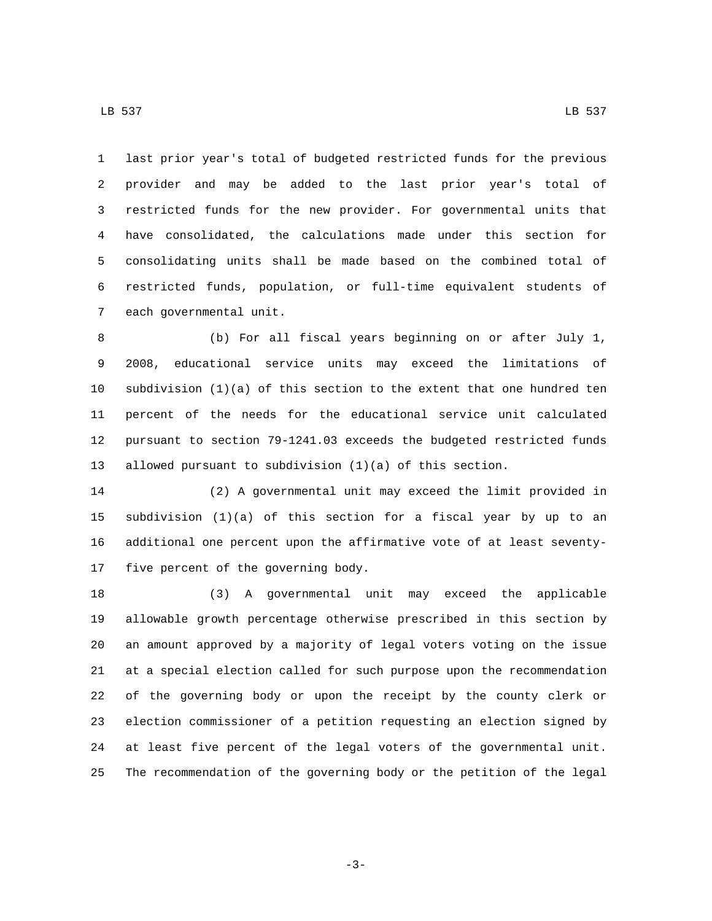last prior year's total of budgeted restricted funds for the previous provider and may be added to the last prior year's total of restricted funds for the new provider. For governmental units that have consolidated, the calculations made under this section for consolidating units shall be made based on the combined total of restricted funds, population, or full-time equivalent students of each governmental unit.

(b) For all fiscal years beginning on or after July 1, 2008, educational service units may exceed the limitations of subdivision (1)(a) of this section to the extent that one hundred ten percent of the needs for the educational service unit calculated pursuant to section 79-1241.03 exceeds the budgeted restricted funds allowed pursuant to subdivision (1)(a) of this section.

(2) A governmental unit may exceed the limit provided in subdivision (1)(a) of this section for a fiscal year by up to an additional one percent upon the affirmative vote of at least seventy-five percent of the governing body.

(3) A governmental unit may exceed the applicable allowable growth percentage otherwise prescribed in this section by an amount approved by a majority of legal voters voting on the issue at a special election called for such purpose upon the recommendation of the governing body or upon the receipt by the county clerk or election commissioner of a petition requesting an election signed by at least five percent of the legal voters of the governmental unit. The recommendation of the governing body or the petition of the legal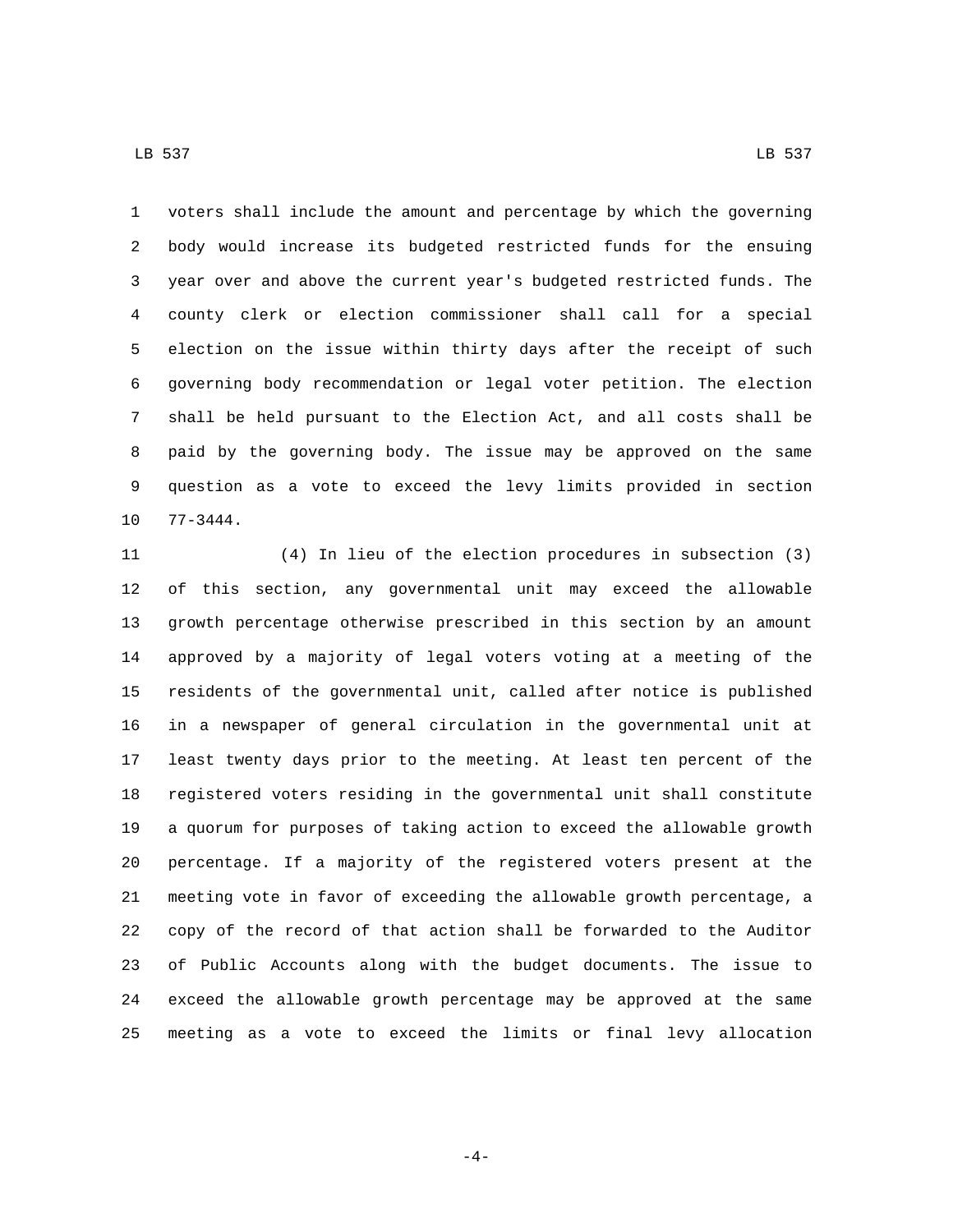voters shall include the amount and percentage by which the governing body would increase its budgeted restricted funds for the ensuing year over and above the current year's budgeted restricted funds. The county clerk or election commissioner shall call for a special election on the issue within thirty days after the receipt of such governing body recommendation or legal voter petition. The election shall be held pursuant to the Election Act, and all costs shall be paid by the governing body. The issue may be approved on the same question as a vote to exceed the levy limits provided in section 77-3444.

(4) In lieu of the election procedures in subsection (3) of this section, any governmental unit may exceed the allowable growth percentage otherwise prescribed in this section by an amount approved by a majority of legal voters voting at a meeting of the residents of the governmental unit, called after notice is published in a newspaper of general circulation in the governmental unit at least twenty days prior to the meeting. At least ten percent of the registered voters residing in the governmental unit shall constitute a quorum for purposes of taking action to exceed the allowable growth percentage. If a majority of the registered voters present at the meeting vote in favor of exceeding the allowable growth percentage, a copy of the record of that action shall be forwarded to the Auditor of Public Accounts along with the budget documents. The issue to exceed the allowable growth percentage may be approved at the same meeting as a vote to exceed the limits or final levy allocation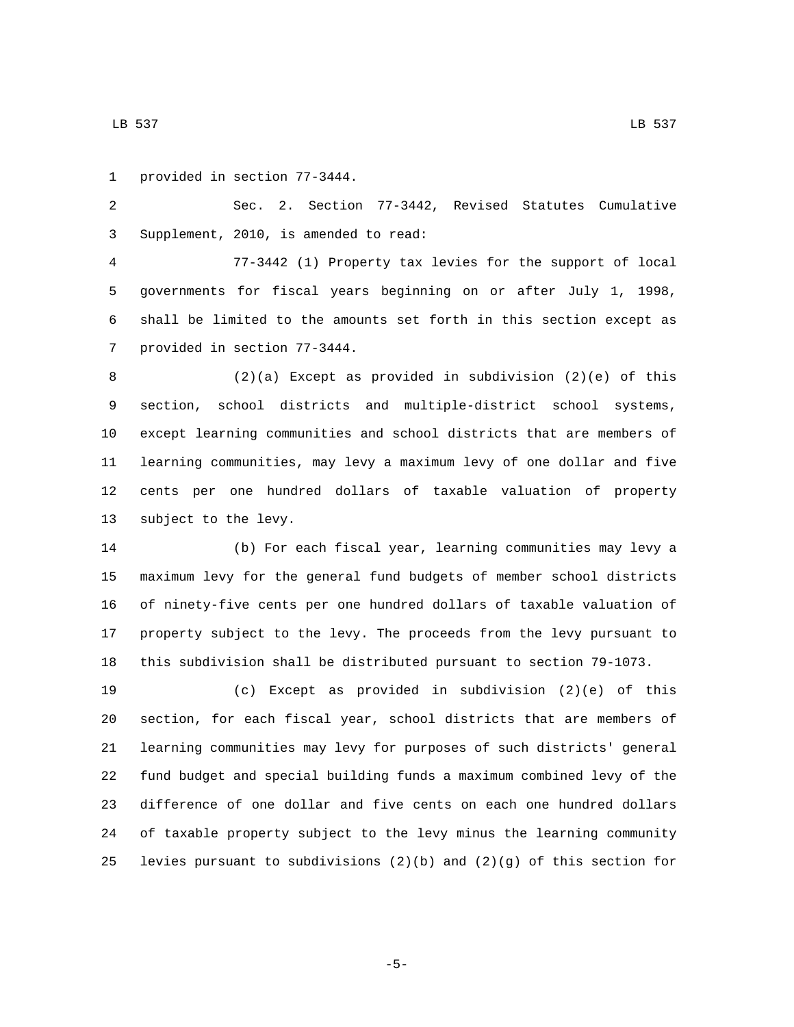provided in section 77-3444.

Sec. 2. Section 77-3442, Revised Statutes Cumulative Supplement, 2010, is amended to read:

77-3442 (1) Property tax levies for the support of local governments for fiscal years beginning on or after July 1, 1998, shall be limited to the amounts set forth in this section except as provided in section 77-3444.

(2)(a) Except as provided in subdivision (2)(e) of this section, school districts and multiple-district school systems, except learning communities and school districts that are members of learning communities, may levy a maximum levy of one dollar and five cents per one hundred dollars of taxable valuation of property subject to the levy.

(b) For each fiscal year, learning communities may levy a maximum levy for the general fund budgets of member school districts of ninety-five cents per one hundred dollars of taxable valuation of property subject to the levy. The proceeds from the levy pursuant to this subdivision shall be distributed pursuant to section 79-1073.

(c) Except as provided in subdivision (2)(e) of this section, for each fiscal year, school districts that are members of learning communities may levy for purposes of such districts' general fund budget and special building funds a maximum combined levy of the difference of one dollar and five cents on each one hundred dollars of taxable property subject to the levy minus the learning community levies pursuant to subdivisions (2)(b) and (2)(g) of this section for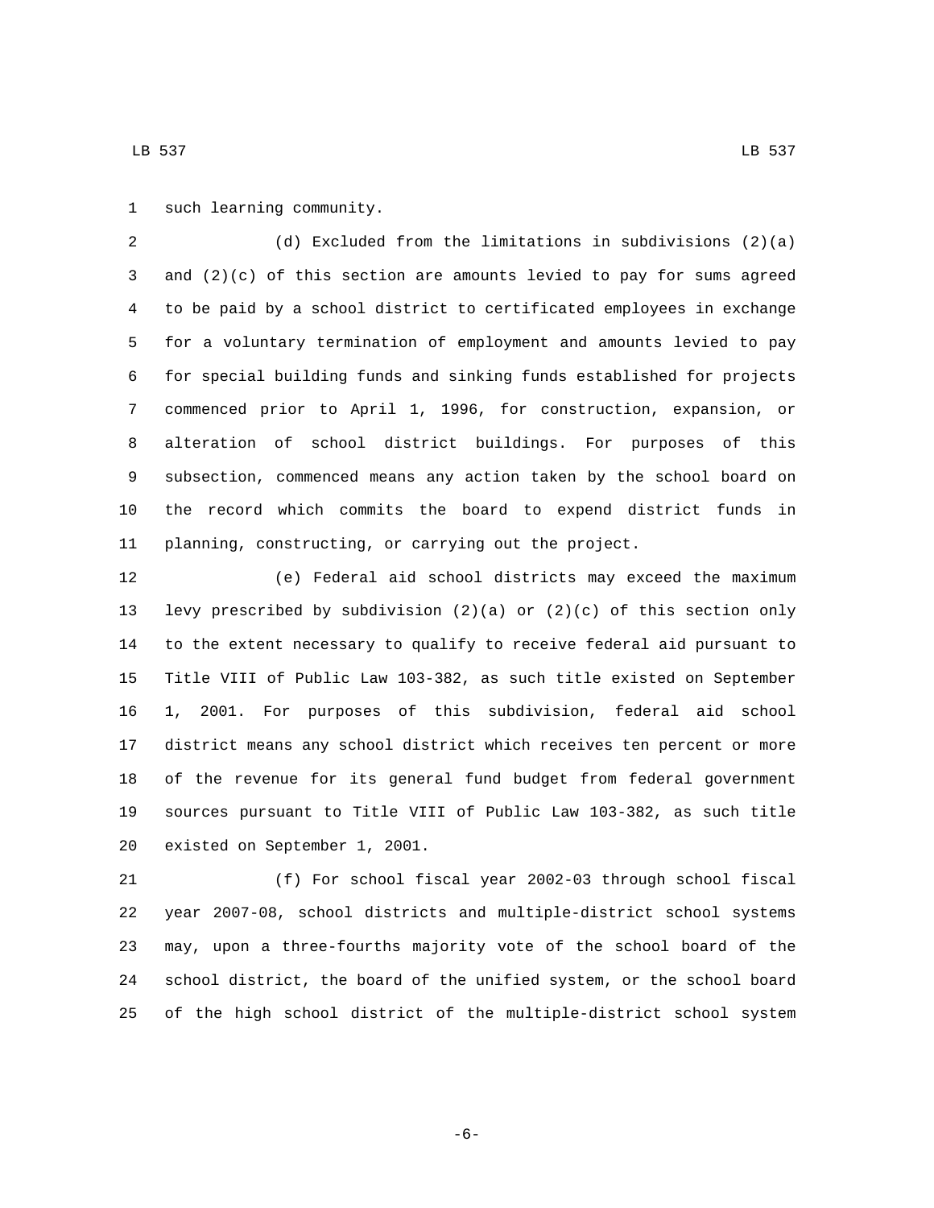such learning community.

(d) Excluded from the limitations in subdivisions (2)(a) and (2)(c) of this section are amounts levied to pay for sums agreed to be paid by a school district to certificated employees in exchange for a voluntary termination of employment and amounts levied to pay for special building funds and sinking funds established for projects commenced prior to April 1, 1996, for construction, expansion, or alteration of school district buildings. For purposes of this subsection, commenced means any action taken by the school board on the record which commits the board to expend district funds in planning, constructing, or carrying out the project.

(e) Federal aid school districts may exceed the maximum levy prescribed by subdivision (2)(a) or (2)(c) of this section only to the extent necessary to qualify to receive federal aid pursuant to Title VIII of Public Law 103-382, as such title existed on September 1, 2001. For purposes of this subdivision, federal aid school district means any school district which receives ten percent or more of the revenue for its general fund budget from federal government sources pursuant to Title VIII of Public Law 103-382, as such title existed on September 1, 2001.

(f) For school fiscal year 2002-03 through school fiscal year 2007-08, school districts and multiple-district school systems may, upon a three-fourths majority vote of the school board of the school district, the board of the unified system, or the school board of the high school district of the multiple-district school system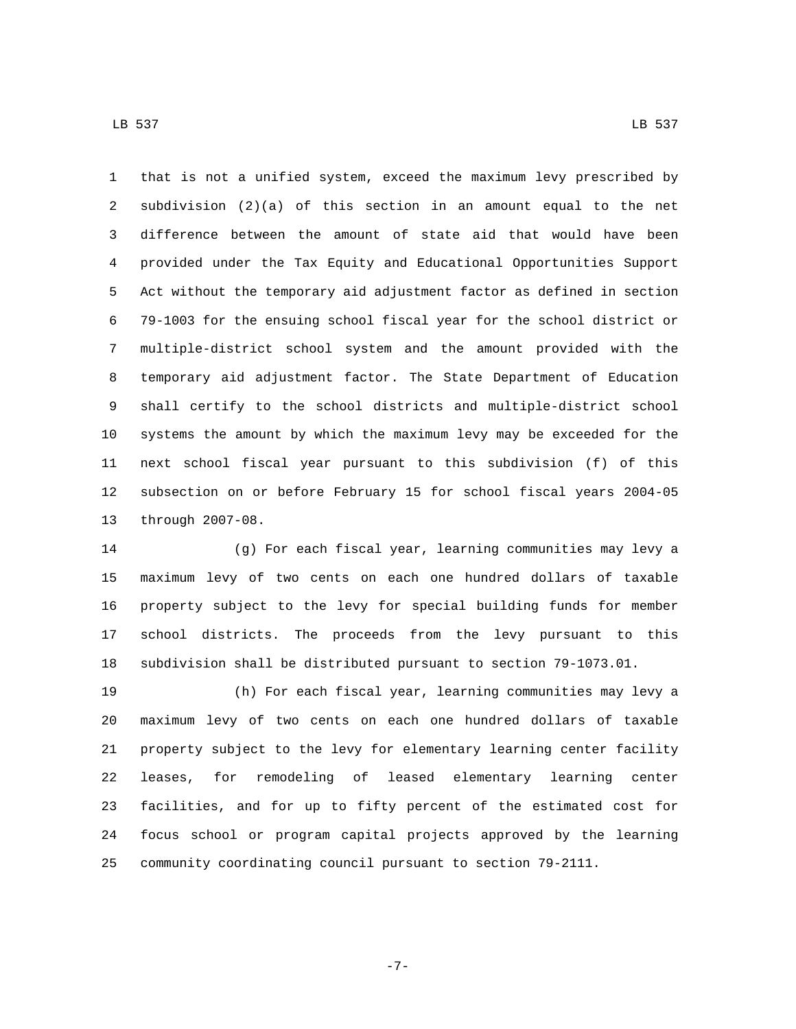that is not a unified system, exceed the maximum levy prescribed by subdivision (2)(a) of this section in an amount equal to the net difference between the amount of state aid that would have been provided under the Tax Equity and Educational Opportunities Support Act without the temporary aid adjustment factor as defined in section 79-1003 for the ensuing school fiscal year for the school district or multiple-district school system and the amount provided with the temporary aid adjustment factor. The State Department of Education shall certify to the school districts and multiple-district school systems the amount by which the maximum levy may be exceeded for the next school fiscal year pursuant to this subdivision (f) of this subsection on or before February 15 for school fiscal years 2004-05 through 2007-08.

(g) For each fiscal year, learning communities may levy a maximum levy of two cents on each one hundred dollars of taxable property subject to the levy for special building funds for member school districts. The proceeds from the levy pursuant to this subdivision shall be distributed pursuant to section 79-1073.01.

(h) For each fiscal year, learning communities may levy a maximum levy of two cents on each one hundred dollars of taxable property subject to the levy for elementary learning center facility leases, for remodeling of leased elementary learning center facilities, and for up to fifty percent of the estimated cost for focus school or program capital projects approved by the learning community coordinating council pursuant to section 79-2111.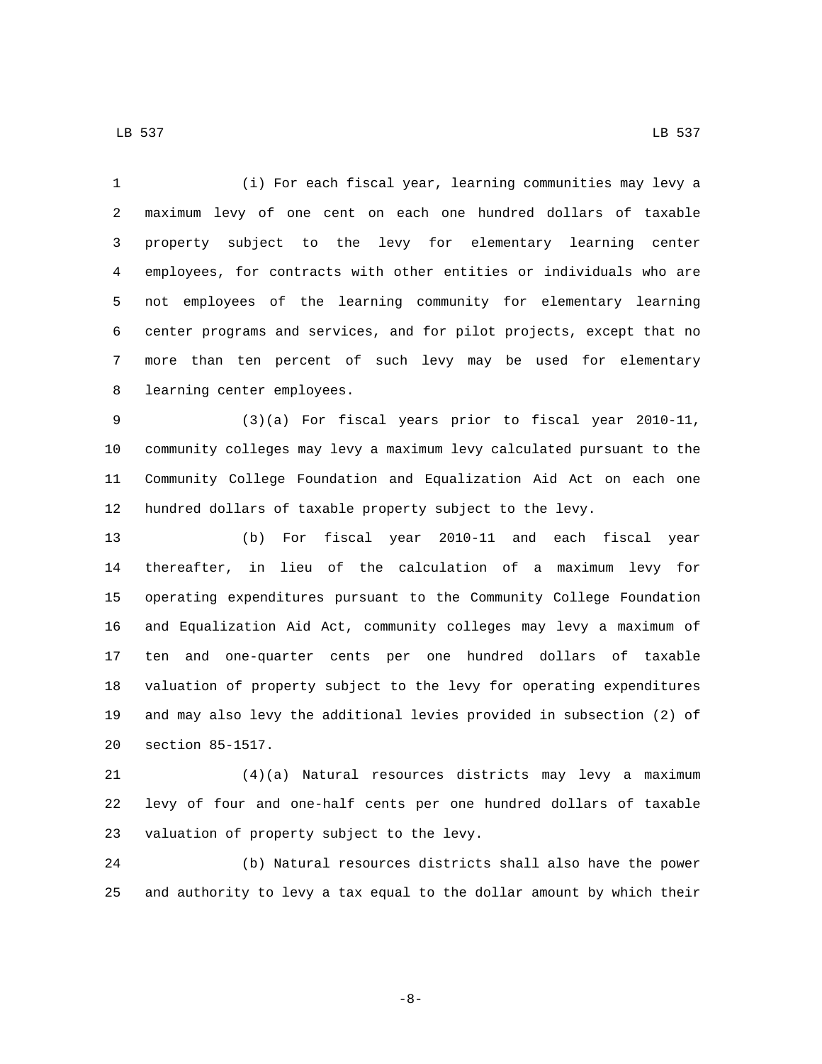(i) For each fiscal year, learning communities may levy a maximum levy of one cent on each one hundred dollars of taxable property subject to the levy for elementary learning center employees, for contracts with other entities or individuals who are not employees of the learning community for elementary learning center programs and services, and for pilot projects, except that no more than ten percent of such levy may be used for elementary learning center employees.

(3)(a) For fiscal years prior to fiscal year 2010-11, community colleges may levy a maximum levy calculated pursuant to the Community College Foundation and Equalization Aid Act on each one hundred dollars of taxable property subject to the levy.

(b) For fiscal year 2010-11 and each fiscal year thereafter, in lieu of the calculation of a maximum levy for operating expenditures pursuant to the Community College Foundation and Equalization Aid Act, community colleges may levy a maximum of ten and one-quarter cents per one hundred dollars of taxable valuation of property subject to the levy for operating expenditures and may also levy the additional levies provided in subsection (2) of section 85-1517.

(4)(a) Natural resources districts may levy a maximum levy of four and one-half cents per one hundred dollars of taxable valuation of property subject to the levy.

(b) Natural resources districts shall also have the power and authority to levy a tax equal to the dollar amount by which their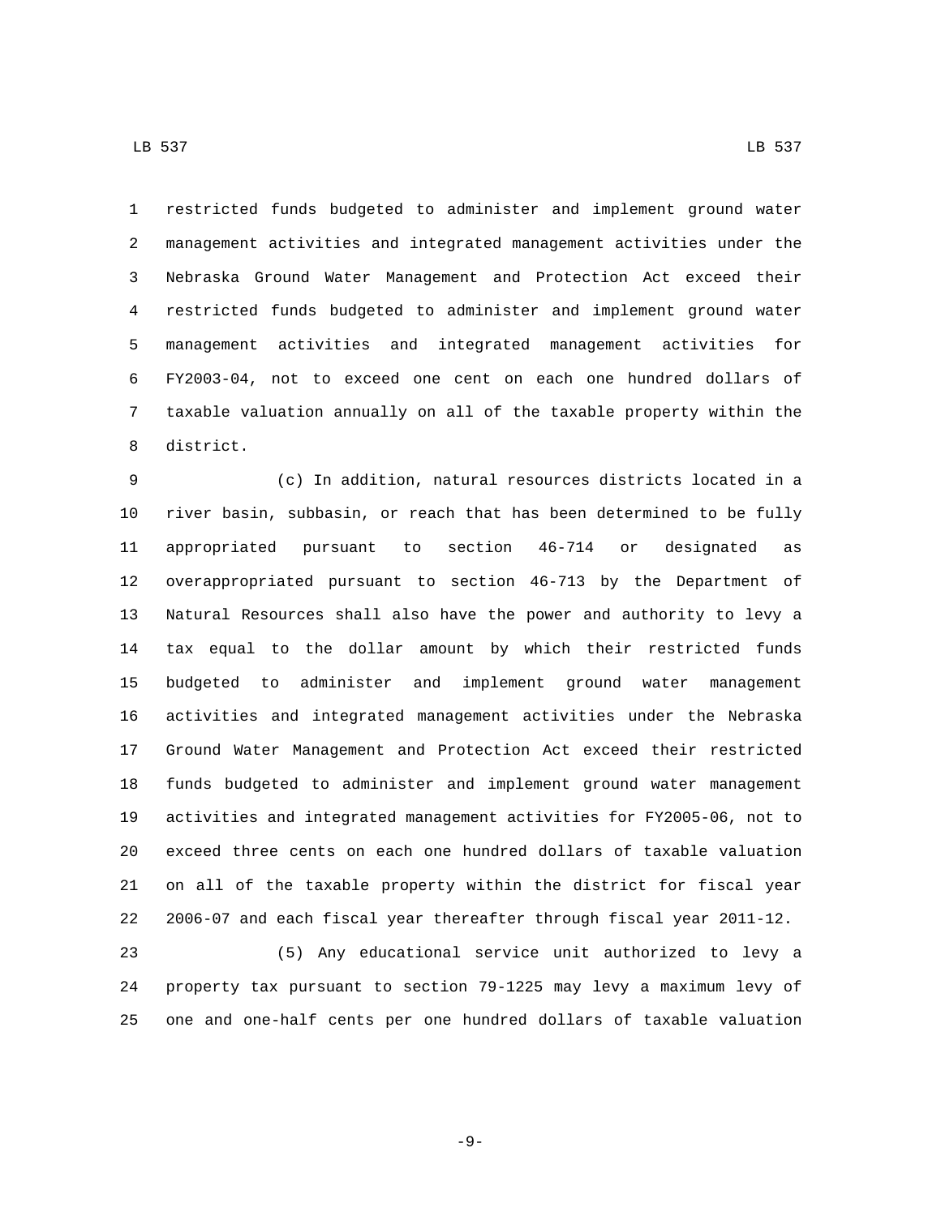restricted funds budgeted to administer and implement ground water management activities and integrated management activities under the Nebraska Ground Water Management and Protection Act exceed their restricted funds budgeted to administer and implement ground water management activities and integrated management activities for FY2003-04, not to exceed one cent on each one hundred dollars of taxable valuation annually on all of the taxable property within the district.

(c) In addition, natural resources districts located in a river basin, subbasin, or reach that has been determined to be fully appropriated pursuant to section 46-714 or designated as overappropriated pursuant to section 46-713 by the Department of Natural Resources shall also have the power and authority to levy a tax equal to the dollar amount by which their restricted funds budgeted to administer and implement ground water management activities and integrated management activities under the Nebraska Ground Water Management and Protection Act exceed their restricted funds budgeted to administer and implement ground water management activities and integrated management activities for FY2005-06, not to exceed three cents on each one hundred dollars of taxable valuation on all of the taxable property within the district for fiscal year 2006-07 and each fiscal year thereafter through fiscal year 2011-12.

(5) Any educational service unit authorized to levy a property tax pursuant to section 79-1225 may levy a maximum levy of one and one-half cents per one hundred dollars of taxable valuation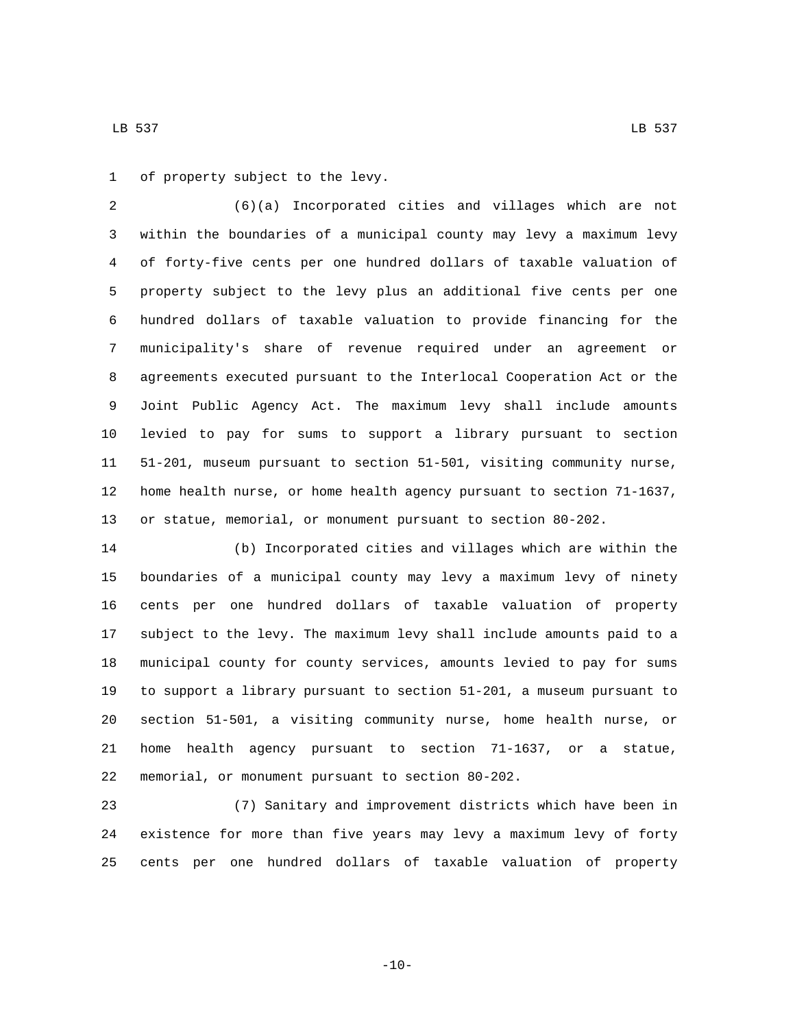of property subject to the levy.

(6)(a) Incorporated cities and villages which are not within the boundaries of a municipal county may levy a maximum levy of forty-five cents per one hundred dollars of taxable valuation of property subject to the levy plus an additional five cents per one hundred dollars of taxable valuation to provide financing for the municipality's share of revenue required under an agreement or agreements executed pursuant to the Interlocal Cooperation Act or the Joint Public Agency Act. The maximum levy shall include amounts levied to pay for sums to support a library pursuant to section 51-201, museum pursuant to section 51-501, visiting community nurse, home health nurse, or home health agency pursuant to section 71-1637, or statue, memorial, or monument pursuant to section 80-202.

(b) Incorporated cities and villages which are within the boundaries of a municipal county may levy a maximum levy of ninety cents per one hundred dollars of taxable valuation of property subject to the levy. The maximum levy shall include amounts paid to a municipal county for county services, amounts levied to pay for sums to support a library pursuant to section 51-201, a museum pursuant to section 51-501, a visiting community nurse, home health nurse, or home health agency pursuant to section 71-1637, or a statue, memorial, or monument pursuant to section 80-202.

(7) Sanitary and improvement districts which have been in existence for more than five years may levy a maximum levy of forty cents per one hundred dollars of taxable valuation of property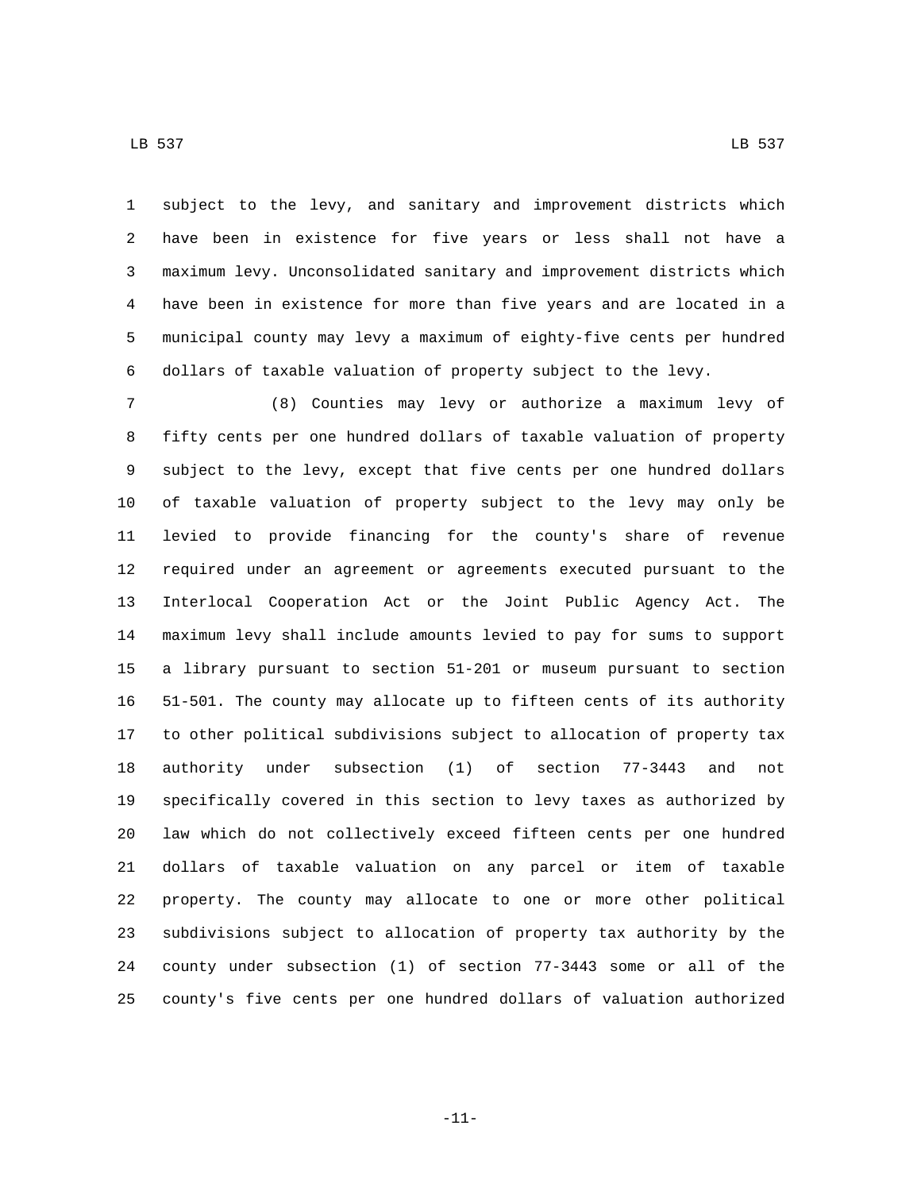subject to the levy, and sanitary and improvement districts which have been in existence for five years or less shall not have a maximum levy. Unconsolidated sanitary and improvement districts which have been in existence for more than five years and are located in a municipal county may levy a maximum of eighty-five cents per hundred dollars of taxable valuation of property subject to the levy.

(8) Counties may levy or authorize a maximum levy of fifty cents per one hundred dollars of taxable valuation of property subject to the levy, except that five cents per one hundred dollars of taxable valuation of property subject to the levy may only be levied to provide financing for the county's share of revenue required under an agreement or agreements executed pursuant to the Interlocal Cooperation Act or the Joint Public Agency Act. The maximum levy shall include amounts levied to pay for sums to support a library pursuant to section 51-201 or museum pursuant to section 51-501. The county may allocate up to fifteen cents of its authority to other political subdivisions subject to allocation of property tax authority under subsection (1) of section 77-3443 and not specifically covered in this section to levy taxes as authorized by law which do not collectively exceed fifteen cents per one hundred dollars of taxable valuation on any parcel or item of taxable property. The county may allocate to one or more other political subdivisions subject to allocation of property tax authority by the county under subsection (1) of section 77-3443 some or all of the county's five cents per one hundred dollars of valuation authorized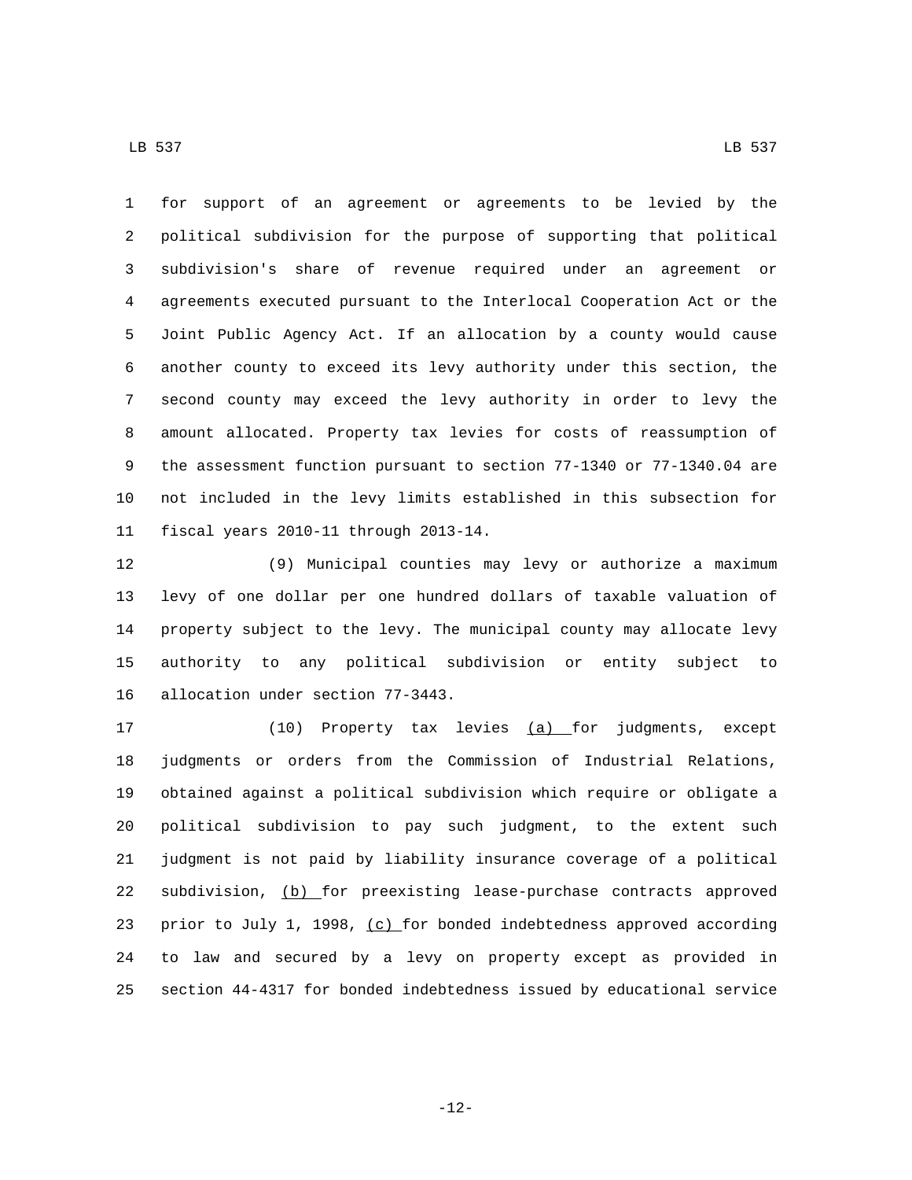for support of an agreement or agreements to be levied by the political subdivision for the purpose of supporting that political subdivision's share of revenue required under an agreement or agreements executed pursuant to the Interlocal Cooperation Act or the Joint Public Agency Act. If an allocation by a county would cause another county to exceed its levy authority under this section, the second county may exceed the levy authority in order to levy the amount allocated. Property tax levies for costs of reassumption of the assessment function pursuant to section 77-1340 or 77-1340.04 are not included in the levy limits established in this subsection for fiscal years 2010-11 through 2013-14.

(9) Municipal counties may levy or authorize a maximum levy of one dollar per one hundred dollars of taxable valuation of property subject to the levy. The municipal county may allocate levy authority to any political subdivision or entity subject to allocation under section 77-3443.

(10) Property tax levies (a) for judgments, except judgments or orders from the Commission of Industrial Relations, obtained against a political subdivision which require or obligate a political subdivision to pay such judgment, to the extent such judgment is not paid by liability insurance coverage of a political subdivision, (b) for preexisting lease-purchase contracts approved prior to July 1, 1998, (c) for bonded indebtedness approved according to law and secured by a levy on property except as provided in section 44-4317 for bonded indebtedness issued by educational service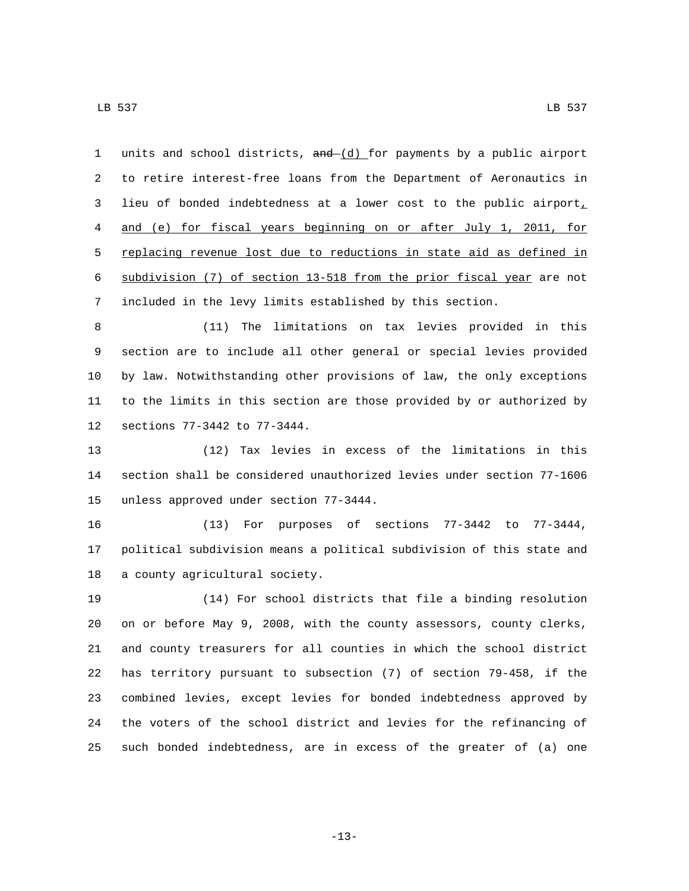units and school districts, ~~and~~ (d) for payments by a public airport to retire interest-free loans from the Department of Aeronautics in lieu of bonded indebtedness at a lower cost to the public airport, and (e) for fiscal years beginning on or after July 1, 2011, for replacing revenue lost due to reductions in state aid as defined in subdivision (7) of section 13-518 from the prior fiscal year are not included in the levy limits established by this section.

(11) The limitations on tax levies provided in this section are to include all other general or special levies provided by law. Notwithstanding other provisions of law, the only exceptions to the limits in this section are those provided by or authorized by sections 77-3442 to 77-3444.

(12) Tax levies in excess of the limitations in this section shall be considered unauthorized levies under section 77-1606 unless approved under section 77-3444.

(13) For purposes of sections 77-3442 to 77-3444, political subdivision means a political subdivision of this state and a county agricultural society.

(14) For school districts that file a binding resolution on or before May 9, 2008, with the county assessors, county clerks, and county treasurers for all counties in which the school district has territory pursuant to subsection (7) of section 79-458, if the combined levies, except levies for bonded indebtedness approved by the voters of the school district and levies for the refinancing of such bonded indebtedness, are in excess of the greater of (a) one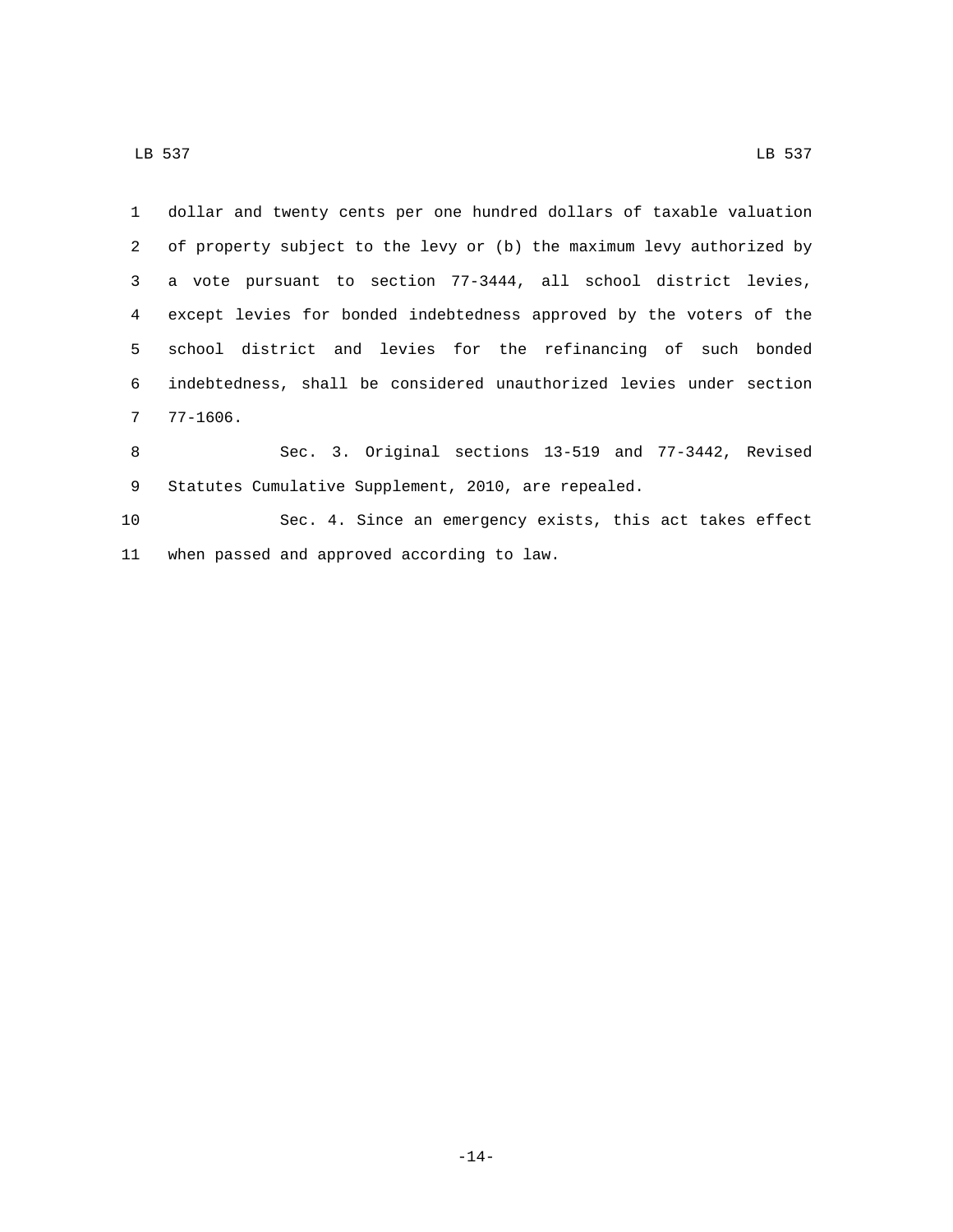dollar and twenty cents per one hundred dollars of taxable valuation of property subject to the levy or (b) the maximum levy authorized by a vote pursuant to section 77-3444, all school district levies, except levies for bonded indebtedness approved by the voters of the school district and levies for the refinancing of such bonded indebtedness, shall be considered unauthorized levies under section 77-1606.

Sec. 3. Original sections 13-519 and 77-3442, Revised Statutes Cumulative Supplement, 2010, are repealed.

Sec. 4. Since an emergency exists, this act takes effect when passed and approved according to law.